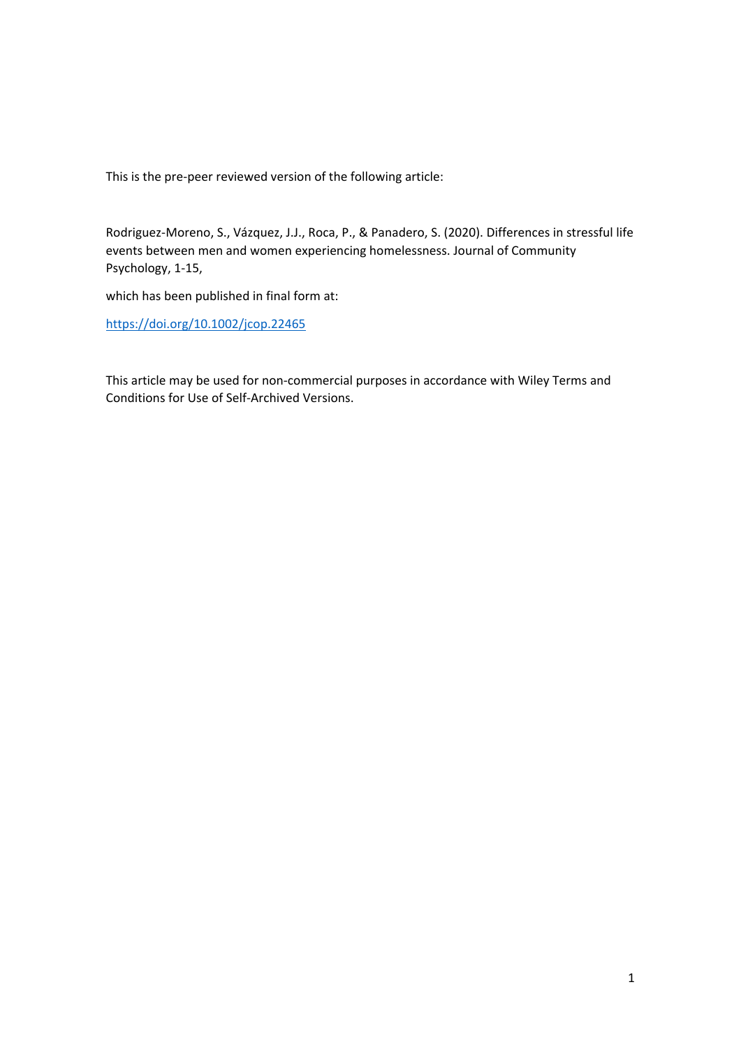This is the pre-peer reviewed version of the following article:

Rodriguez-Moreno, S., Vázquez, J.J., Roca, P., & Panadero, S. (2020). Differences in stressful life events between men and women experiencing homelessness. Journal of Community Psychology, 1-15,

which has been published in final form at:

https://doi.org/10.1002/jcop.22465

This article may be used for non-commercial purposes in accordance with Wiley Terms and Conditions for Use of Self-Archived Versions.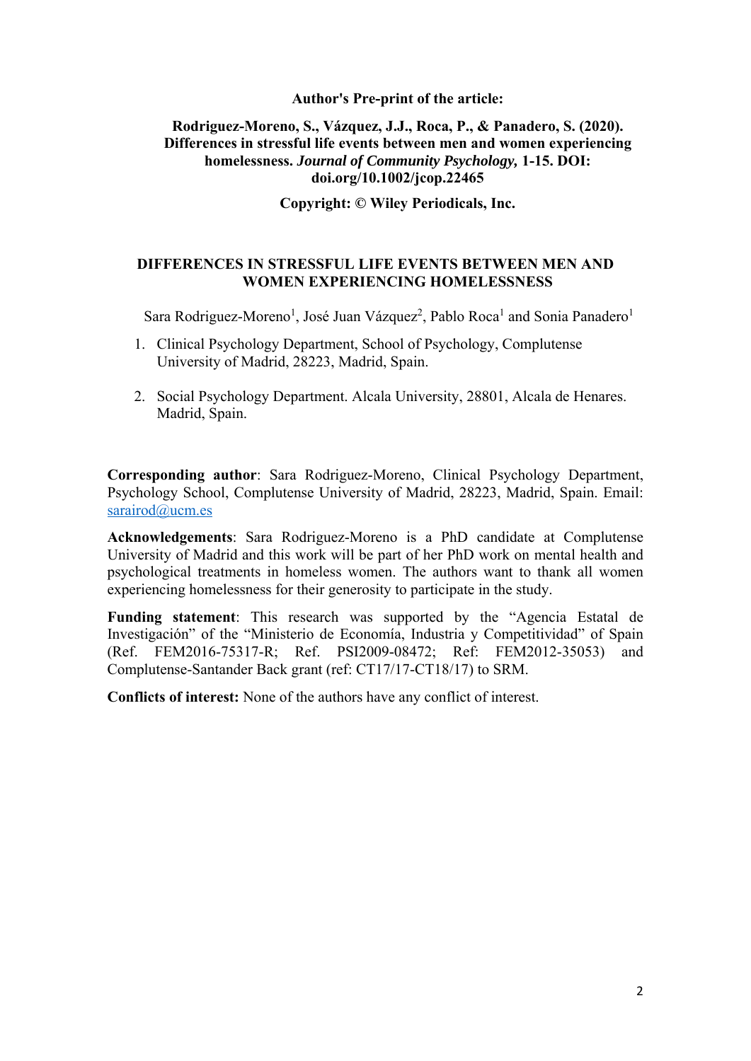**Author's Pre-print of the article:**

**Rodriguez-Moreno, S., Vázquez, J.J., Roca, P., & Panadero, S. (2020). Differences in stressful life events between men and women experiencing homelessness. *Journal of Community Psychology,* 1-15. DOI: doi.org/10.1002/jcop.22465**

**Copyright: © Wiley Periodicals, Inc.**

# DIFFERENCES IN STRESSFUL LIFE EVENTS BETWEEN MEN AND WOMEN EXPERIENCING HOMELESSNESS

Sara Rodriguez-Moreno[1], José Juan Vázquez[2], Pablo Roca[1] and Sonia Panadero[1]

1. Clinical Psychology Department, School of Psychology, Complutense University of Madrid, 28223, Madrid, Spain.
2. Social Psychology Department. Alcala University, 28801, Alcala de Henares. Madrid, Spain.

**Corresponding author**: Sara Rodriguez-Moreno, Clinical Psychology Department, Psychology School, Complutense University of Madrid, 28223, Madrid, Spain. Email: sarairod@ucm.es

**Acknowledgements**: Sara Rodriguez-Moreno is a PhD candidate at Complutense University of Madrid and this work will be part of her PhD work on mental health and psychological treatments in homeless women. The authors want to thank all women experiencing homelessness for their generosity to participate in the study.

**Funding statement**: This research was supported by the "Agencia Estatal de Investigación" of the "Ministerio de Economía, Industria y Competitividad" of Spain (Ref. FEM2016-75317-R; Ref. PSI2009-08472; Ref: FEM2012-35053) and Complutense-Santander Back grant (ref: CT17/17-CT18/17) to SRM.

**Conflicts of interest:** None of the authors have any conflict of interest.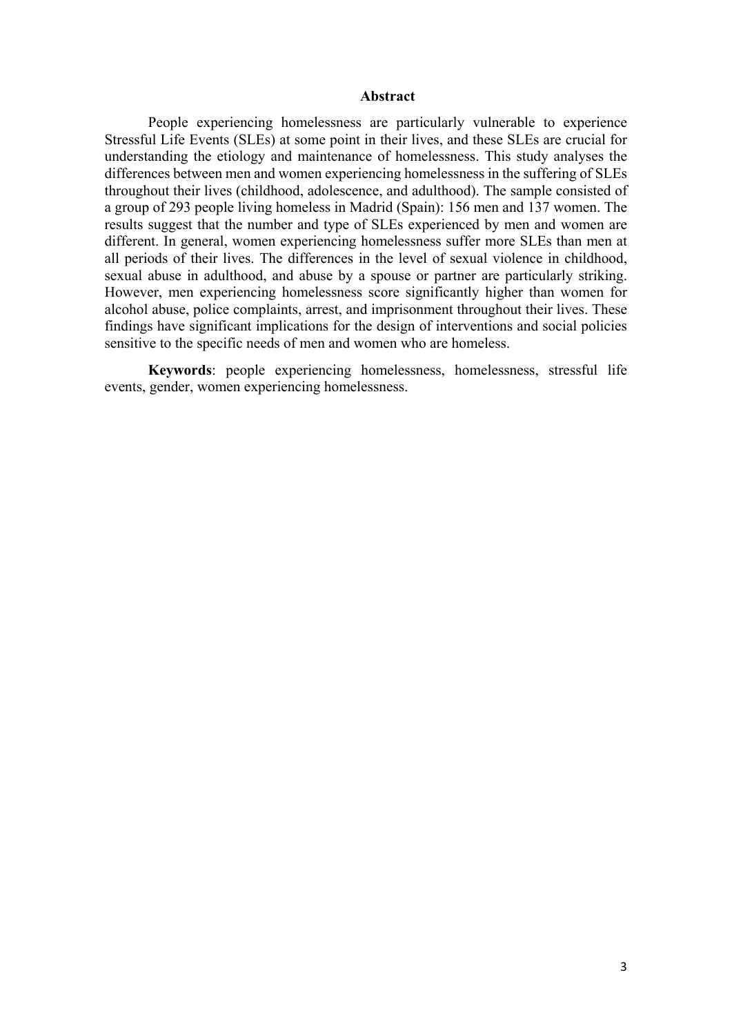## Abstract

People experiencing homelessness are particularly vulnerable to experience Stressful Life Events (SLEs) at some point in their lives, and these SLEs are crucial for understanding the etiology and maintenance of homelessness. This study analyses the differences between men and women experiencing homelessness in the suffering of SLEs throughout their lives (childhood, adolescence, and adulthood). The sample consisted of a group of 293 people living homeless in Madrid (Spain): 156 men and 137 women. The results suggest that the number and type of SLEs experienced by men and women are different. In general, women experiencing homelessness suffer more SLEs than men at all periods of their lives. The differences in the level of sexual violence in childhood, sexual abuse in adulthood, and abuse by a spouse or partner are particularly striking. However, men experiencing homelessness score significantly higher than women for alcohol abuse, police complaints, arrest, and imprisonment throughout their lives. These findings have significant implications for the design of interventions and social policies sensitive to the specific needs of men and women who are homeless.

**Keywords**: people experiencing homelessness, homelessness, stressful life events, gender, women experiencing homelessness.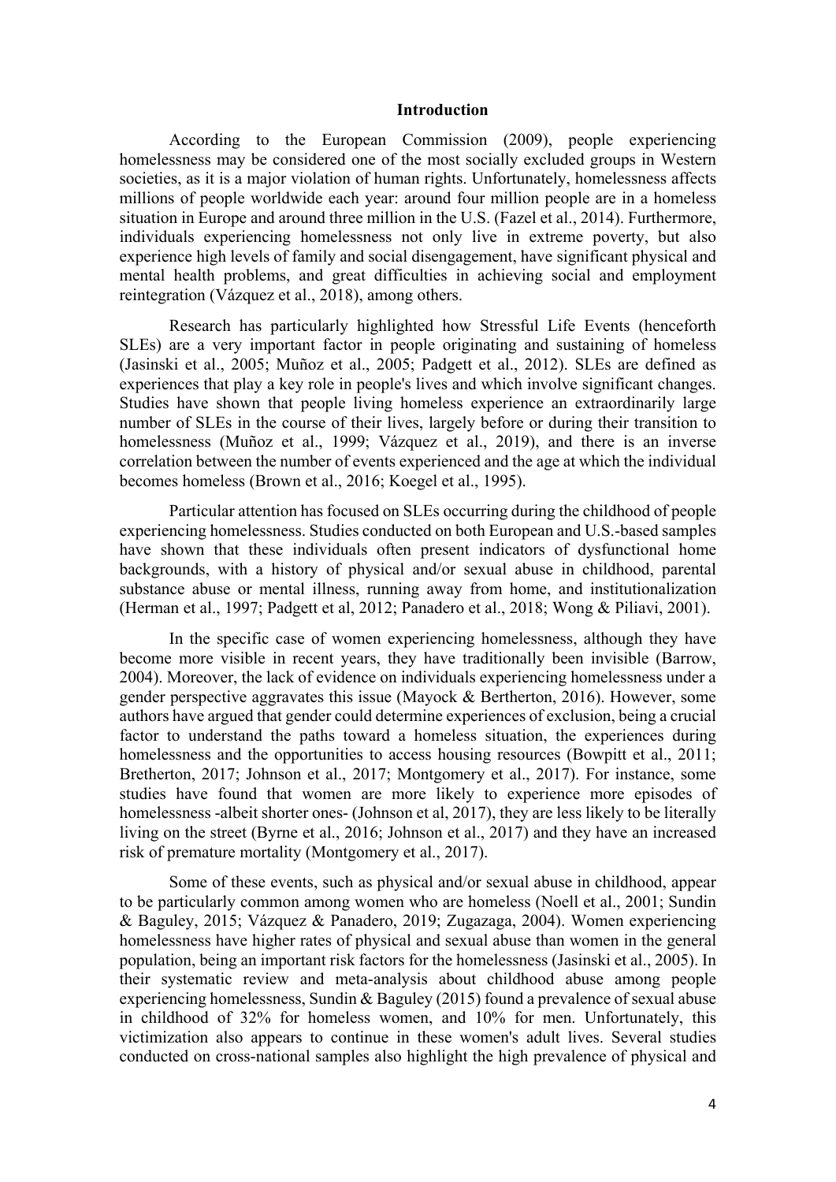## Introduction

According to the European Commission (2009), people experiencing homelessness may be considered one of the most socially excluded groups in Western societies, as it is a major violation of human rights. Unfortunately, homelessness affects millions of people worldwide each year: around four million people are in a homeless situation in Europe and around three million in the U.S. (Fazel et al., 2014). Furthermore, individuals experiencing homelessness not only live in extreme poverty, but also experience high levels of family and social disengagement, have significant physical and mental health problems, and great difficulties in achieving social and employment reintegration (Vázquez et al., 2018), among others.

Research has particularly highlighted how Stressful Life Events (henceforth SLEs) are a very important factor in people originating and sustaining of homeless (Jasinski et al., 2005; Muñoz et al., 2005; Padgett et al., 2012). SLEs are defined as experiences that play a key role in people's lives and which involve significant changes. Studies have shown that people living homeless experience an extraordinarily large number of SLEs in the course of their lives, largely before or during their transition to homelessness (Muñoz et al., 1999; Vázquez et al., 2019), and there is an inverse correlation between the number of events experienced and the age at which the individual becomes homeless (Brown et al., 2016; Koegel et al., 1995).

Particular attention has focused on SLEs occurring during the childhood of people experiencing homelessness. Studies conducted on both European and U.S.-based samples have shown that these individuals often present indicators of dysfunctional home backgrounds, with a history of physical and/or sexual abuse in childhood, parental substance abuse or mental illness, running away from home, and institutionalization (Herman et al., 1997; Padgett et al, 2012; Panadero et al., 2018; Wong & Piliavi, 2001).

In the specific case of women experiencing homelessness, although they have become more visible in recent years, they have traditionally been invisible (Barrow, 2004). Moreover, the lack of evidence on individuals experiencing homelessness under a gender perspective aggravates this issue (Mayock & Bertherton, 2016). However, some authors have argued that gender could determine experiences of exclusion, being a crucial factor to understand the paths toward a homeless situation, the experiences during homelessness and the opportunities to access housing resources (Bowpitt et al., 2011; Bretherton, 2017; Johnson et al., 2017; Montgomery et al., 2017). For instance, some studies have found that women are more likely to experience more episodes of homelessness -albeit shorter ones- (Johnson et al, 2017), they are less likely to be literally living on the street (Byrne et al., 2016; Johnson et al., 2017) and they have an increased risk of premature mortality (Montgomery et al., 2017).

Some of these events, such as physical and/or sexual abuse in childhood, appear to be particularly common among women who are homeless (Noell et al., 2001; Sundin & Baguley, 2015; Vázquez & Panadero, 2019; Zugazaga, 2004). Women experiencing homelessness have higher rates of physical and sexual abuse than women in the general population, being an important risk factors for the homelessness (Jasinski et al., 2005). In their systematic review and meta-analysis about childhood abuse among people experiencing homelessness, Sundin & Baguley (2015) found a prevalence of sexual abuse in childhood of 32% for homeless women, and 10% for men. Unfortunately, this victimization also appears to continue in these women's adult lives. Several studies conducted on cross-national samples also highlight the high prevalence of physical and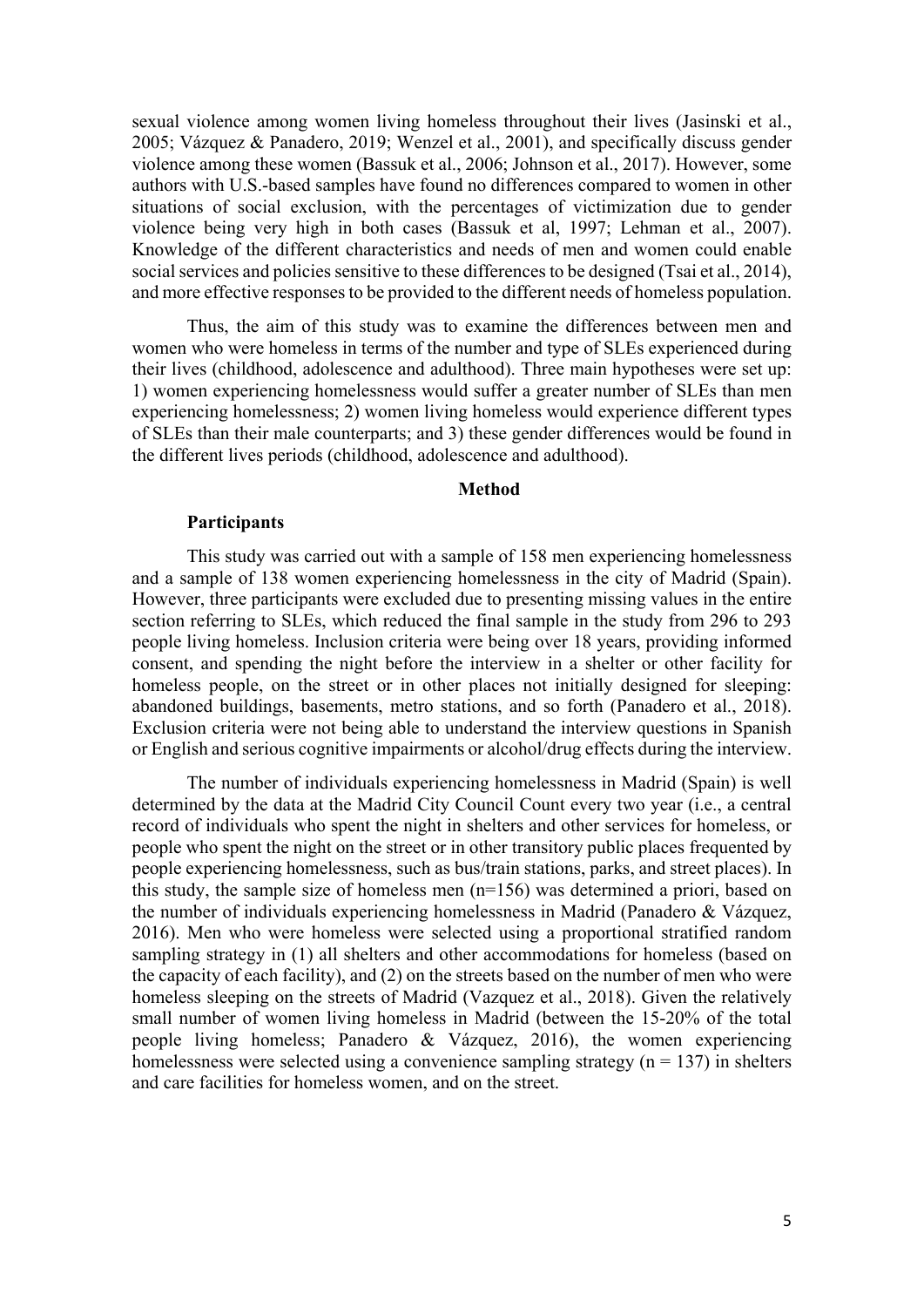sexual violence among women living homeless throughout their lives (Jasinski et al., 2005; Vázquez & Panadero, 2019; Wenzel et al., 2001), and specifically discuss gender violence among these women (Bassuk et al., 2006; Johnson et al., 2017). However, some authors with U.S.-based samples have found no differences compared to women in other situations of social exclusion, with the percentages of victimization due to gender violence being very high in both cases (Bassuk et al, 1997; Lehman et al., 2007). Knowledge of the different characteristics and needs of men and women could enable social services and policies sensitive to these differences to be designed (Tsai et al., 2014), and more effective responses to be provided to the different needs of homeless population.

Thus, the aim of this study was to examine the differences between men and women who were homeless in terms of the number and type of SLEs experienced during their lives (childhood, adolescence and adulthood). Three main hypotheses were set up: 1) women experiencing homelessness would suffer a greater number of SLEs than men experiencing homelessness; 2) women living homeless would experience different types of SLEs than their male counterparts; and 3) these gender differences would be found in the different lives periods (childhood, adolescence and adulthood).

## Method

### Participants

This study was carried out with a sample of 158 men experiencing homelessness and a sample of 138 women experiencing homelessness in the city of Madrid (Spain). However, three participants were excluded due to presenting missing values in the entire section referring to SLEs, which reduced the final sample in the study from 296 to 293 people living homeless. Inclusion criteria were being over 18 years, providing informed consent, and spending the night before the interview in a shelter or other facility for homeless people, on the street or in other places not initially designed for sleeping: abandoned buildings, basements, metro stations, and so forth (Panadero et al., 2018). Exclusion criteria were not being able to understand the interview questions in Spanish or English and serious cognitive impairments or alcohol/drug effects during the interview.

The number of individuals experiencing homelessness in Madrid (Spain) is well determined by the data at the Madrid City Council Count every two year (i.e., a central record of individuals who spent the night in shelters and other services for homeless, or people who spent the night on the street or in other transitory public places frequented by people experiencing homelessness, such as bus/train stations, parks, and street places). In this study, the sample size of homeless men (n=156) was determined a priori, based on the number of individuals experiencing homelessness in Madrid (Panadero & Vázquez, 2016). Men who were homeless were selected using a proportional stratified random sampling strategy in (1) all shelters and other accommodations for homeless (based on the capacity of each facility), and (2) on the streets based on the number of men who were homeless sleeping on the streets of Madrid (Vazquez et al., 2018). Given the relatively small number of women living homeless in Madrid (between the 15-20% of the total people living homeless; Panadero & Vázquez, 2016), the women experiencing homelessness were selected using a convenience sampling strategy (n = 137) in shelters and care facilities for homeless women, and on the street.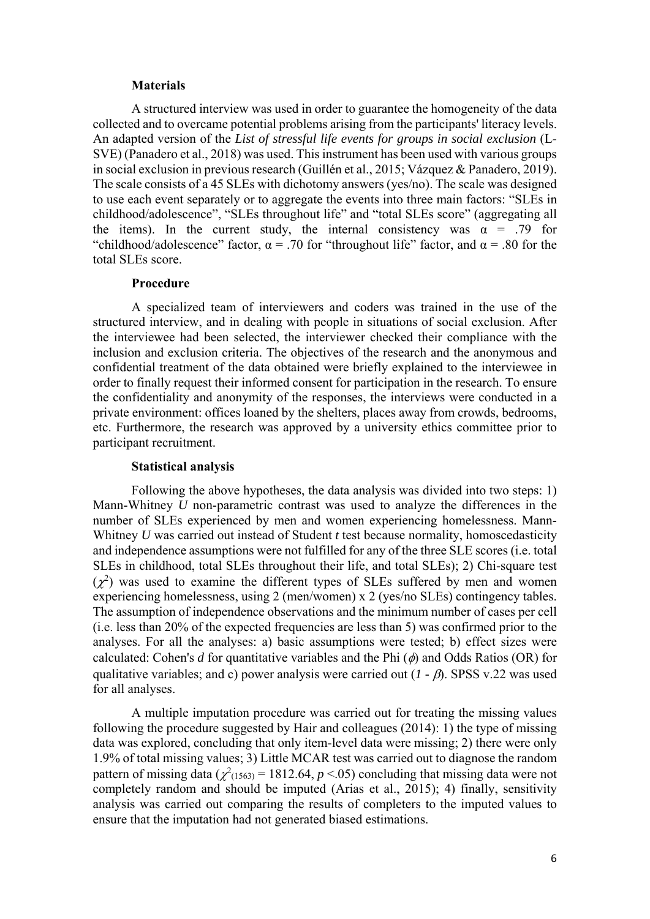### Materials

A structured interview was used in order to guarantee the homogeneity of the data collected and to overcame potential problems arising from the participants' literacy levels. An adapted version of the *List of stressful life events for groups in social exclusion* (L-SVE) (Panadero et al., 2018) was used. This instrument has been used with various groups in social exclusion in previous research (Guillén et al., 2015; Vázquez & Panadero, 2019). The scale consists of a 45 SLEs with dichotomy answers (yes/no). The scale was designed to use each event separately or to aggregate the events into three main factors: "SLEs in childhood/adolescence", "SLEs throughout life" and "total SLEs score" (aggregating all the items). In the current study, the internal consistency was α = .79 for "childhood/adolescence" factor, α = .70 for "throughout life" factor, and α = .80 for the total SLEs score.

### Procedure

A specialized team of interviewers and coders was trained in the use of the structured interview, and in dealing with people in situations of social exclusion. After the interviewee had been selected, the interviewer checked their compliance with the inclusion and exclusion criteria. The objectives of the research and the anonymous and confidential treatment of the data obtained were briefly explained to the interviewee in order to finally request their informed consent for participation in the research. To ensure the confidentiality and anonymity of the responses, the interviews were conducted in a private environment: offices loaned by the shelters, places away from crowds, bedrooms, etc. Furthermore, the research was approved by a university ethics committee prior to participant recruitment.

### Statistical analysis

Following the above hypotheses, the data analysis was divided into two steps: 1) Mann-Whitney *U* non-parametric contrast was used to analyze the differences in the number of SLEs experienced by men and women experiencing homelessness. Mann-Whitney *U* was carried out instead of Student *t* test because normality, homoscedasticity and independence assumptions were not fulfilled for any of the three SLE scores (i.e. total SLEs in childhood, total SLEs throughout their life, and total SLEs); 2) Chi-square test ($\chi^2$) was used to examine the different types of SLEs suffered by men and women experiencing homelessness, using 2 (men/women) x 2 (yes/no SLEs) contingency tables. The assumption of independence observations and the minimum number of cases per cell (i.e. less than 20% of the expected frequencies are less than 5) was confirmed prior to the analyses. For all the analyses: a) basic assumptions were tested; b) effect sizes were calculated: Cohen's *d* for quantitative variables and the Phi ($\phi$) and Odds Ratios (OR) for qualitative variables; and c) power analysis were carried out ($1 - \beta$). SPSS v.22 was used for all analyses.

A multiple imputation procedure was carried out for treating the missing values following the procedure suggested by Hair and colleagues (2014): 1) the type of missing data was explored, concluding that only item-level data were missing; 2) there were only 1.9% of total missing values; 3) Little MCAR test was carried out to diagnose the random pattern of missing data ($\chi^2_{(1563)} = 1812.64$, $p < .05$) concluding that missing data were not completely random and should be imputed (Arias et al., 2015); 4) finally, sensitivity analysis was carried out comparing the results of completers to the imputed values to ensure that the imputation had not generated biased estimations.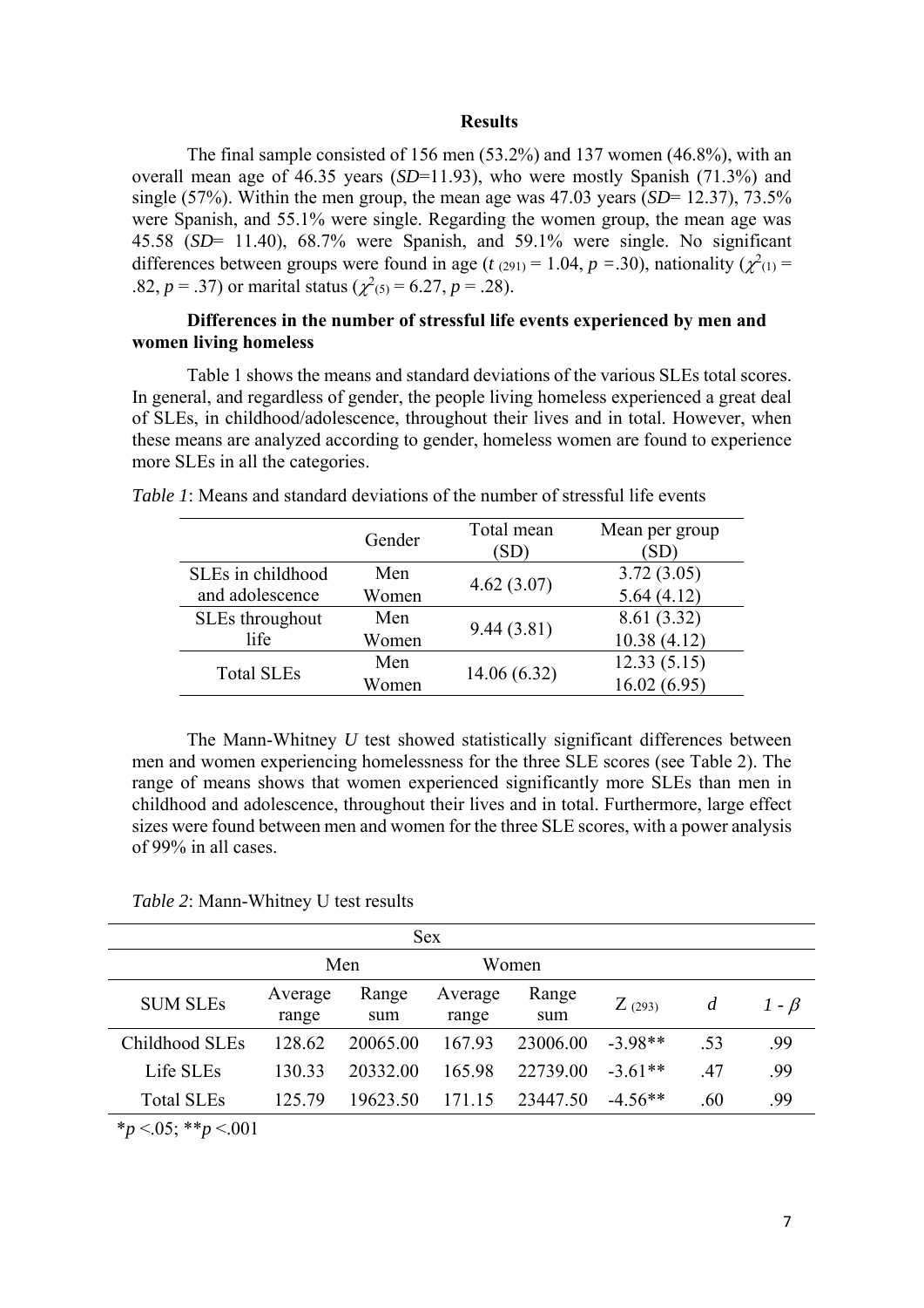## Results

The final sample consisted of 156 men (53.2%) and 137 women (46.8%), with an overall mean age of 46.35 years (*SD*=11.93), who were mostly Spanish (71.3%) and single (57%). Within the men group, the mean age was 47.03 years (*SD*= 12.37), 73.5% were Spanish, and 55.1% were single. Regarding the women group, the mean age was 45.58 (*SD*= 11.40), 68.7% were Spanish, and 59.1% were single. No significant differences between groups were found in age ($t_{(291)} = 1.04$, $p = .30$), nationality ($\chi^2_{(1)} = .82$, $p = .37$) or marital status ($\chi^2_{(5)} = 6.27$, $p = .28$).

### Differences in the number of stressful life events experienced by men and women living homeless

Table 1 shows the means and standard deviations of the various SLEs total scores. In general, and regardless of gender, the people living homeless experienced a great deal of SLEs, in childhood/adolescence, throughout their lives and in total. However, when these means are analyzed according to gender, homeless women are found to experience more SLEs in all the categories.

*Table 1*: Means and standard deviations of the number of stressful life events

| | Gender | Total mean (SD) | Mean per group (SD) |
|---|---|---|---|
| SLEs in childhood and adolescence | Men | 4.62 (3.07) | 3.72 (3.05) |
| | Women | | 5.64 (4.12) |
| SLEs throughout life | Men | 9.44 (3.81) | 8.61 (3.32) |
| | Women | | 10.38 (4.12) |
| Total SLEs | Men | 14.06 (6.32) | 12.33 (5.15) |
| | Women | | 16.02 (6.95) |

The Mann-Whitney *U* test showed statistically significant differences between men and women experiencing homelessness for the three SLE scores (see Table 2). The range of means shows that women experienced significantly more SLEs than men in childhood and adolescence, throughout their lives and in total. Furthermore, large effect sizes were found between men and women for the three SLE scores, with a power analysis of 99% in all cases.

*Table 2*: Mann-Whitney U test results

| | Sex | | | | | | |
|---|---|---|---|---|---|---|---|
| | Men | | Women | | | | |
| SUM SLEs | Average range | Range sum | Average range | Range sum | $Z_{(293)}$ | *d* | $1 - \beta$ |
| Childhood SLEs | 128.62 | 20065.00 | 167.93 | 23006.00 | -3.98** | .53 | .99 |
| Life SLEs | 130.33 | 20332.00 | 165.98 | 22739.00 | -3.61** | .47 | .99 |
| Total SLEs | 125.79 | 19623.50 | 171.15 | 23447.50 | -4.56** | .60 | .99 |

$*p < .05$; $**p < .001$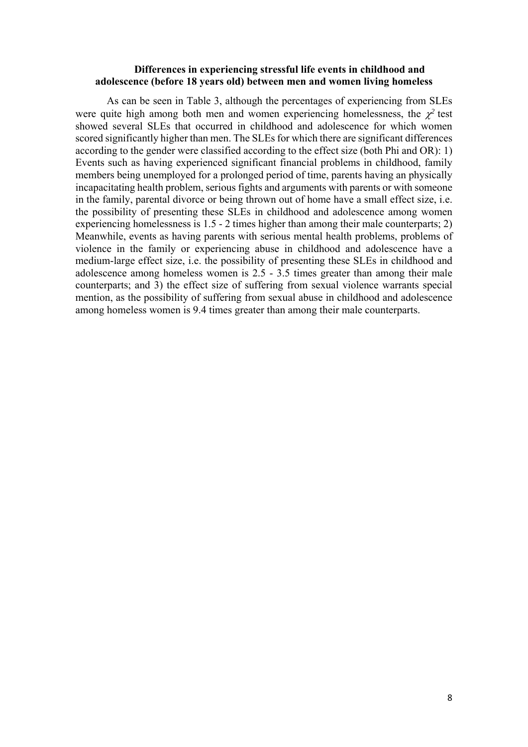### Differences in experiencing stressful life events in childhood and adolescence (before 18 years old) between men and women living homeless

As can be seen in Table 3, although the percentages of experiencing from SLEs were quite high among both men and women experiencing homelessness, the $\chi^2$ test showed several SLEs that occurred in childhood and adolescence for which women scored significantly higher than men. The SLEs for which there are significant differences according to the gender were classified according to the effect size (both Phi and OR): 1) Events such as having experienced significant financial problems in childhood, family members being unemployed for a prolonged period of time, parents having an physically incapacitating health problem, serious fights and arguments with parents or with someone in the family, parental divorce or being thrown out of home have a small effect size, i.e. the possibility of presenting these SLEs in childhood and adolescence among women experiencing homelessness is 1.5 - 2 times higher than among their male counterparts; 2) Meanwhile, events as having parents with serious mental health problems, problems of violence in the family or experiencing abuse in childhood and adolescence have a medium-large effect size, i.e. the possibility of presenting these SLEs in childhood and adolescence among homeless women is 2.5 - 3.5 times greater than among their male counterparts; and 3) the effect size of suffering from sexual violence warrants special mention, as the possibility of suffering from sexual abuse in childhood and adolescence among homeless women is 9.4 times greater than among their male counterparts.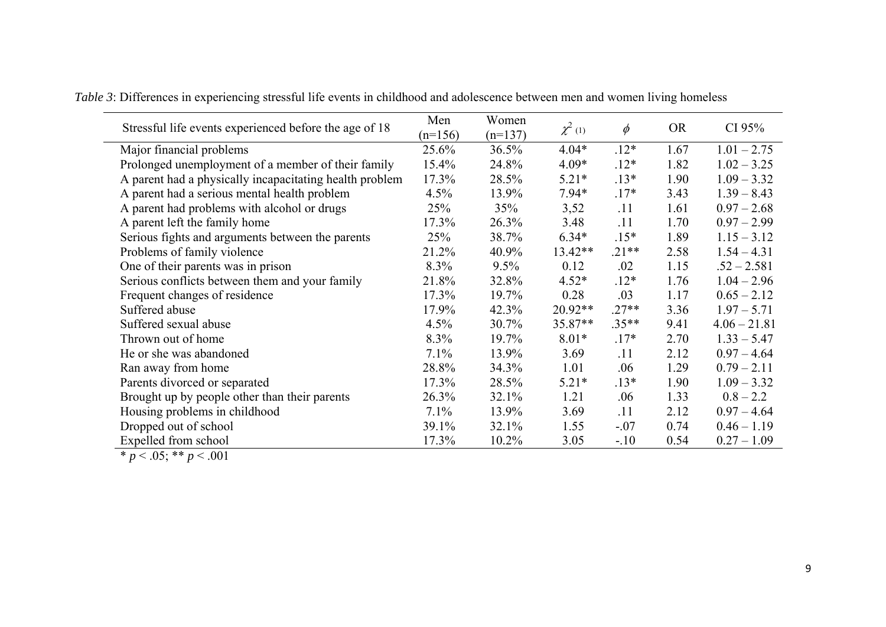*Table 3*: Differences in experiencing stressful life events in childhood and adolescence between men and women living homeless

| Stressful life events experienced before the age of 18 | Men (n=156) | Women (n=137) | $\chi^2$ (1) | $\phi$ | OR | CI 95% |
|---|---|---|---|---|---|---|
| Major financial problems | 25.6% | 36.5% | 4.04* | .12* | 1.67 | 1.01 – 2.75 |
| Prolonged unemployment of a member of their family | 15.4% | 24.8% | 4.09* | .12* | 1.82 | 1.02 – 3.25 |
| A parent had a physically incapacitating health problem | 17.3% | 28.5% | 5.21* | .13* | 1.90 | 1.09 – 3.32 |
| A parent had a serious mental health problem | 4.5% | 13.9% | 7.94* | .17* | 3.43 | 1.39 – 8.43 |
| A parent had problems with alcohol or drugs | 25% | 35% | 3,52 | .11 | 1.61 | 0.97 – 2.68 |
| A parent left the family home | 17.3% | 26.3% | 3.48 | .11 | 1.70 | 0.97 – 2.99 |
| Serious fights and arguments between the parents | 25% | 38.7% | 6.34* | .15* | 1.89 | 1.15 – 3.12 |
| Problems of family violence | 21.2% | 40.9% | 13.42** | .21** | 2.58 | 1.54 – 4.31 |
| One of their parents was in prison | 8.3% | 9.5% | 0.12 | .02 | 1.15 | .52 – 2.581 |
| Serious conflicts between them and your family | 21.8% | 32.8% | 4.52* | .12* | 1.76 | 1.04 – 2.96 |
| Frequent changes of residence | 17.3% | 19.7% | 0.28 | .03 | 1.17 | 0.65 – 2.12 |
| Suffered abuse | 17.9% | 42.3% | 20.92** | .27** | 3.36 | 1.97 – 5.71 |
| Suffered sexual abuse | 4.5% | 30.7% | 35.87** | .35** | 9.41 | 4.06 – 21.81 |
| Thrown out of home | 8.3% | 19.7% | 8.01* | .17* | 2.70 | 1.33 – 5.47 |
| He or she was abandoned | 7.1% | 13.9% | 3.69 | .11 | 2.12 | 0.97 – 4.64 |
| Ran away from home | 28.8% | 34.3% | 1.01 | .06 | 1.29 | 0.79 – 2.11 |
| Parents divorced or separated | 17.3% | 28.5% | 5.21* | .13* | 1.90 | 1.09 – 3.32 |
| Brought up by people other than their parents | 26.3% | 32.1% | 1.21 | .06 | 1.33 | 0.8 – 2.2 |
| Housing problems in childhood | 7.1% | 13.9% | 3.69 | .11 | 2.12 | 0.97 – 4.64 |
| Dropped out of school | 39.1% | 32.1% | 1.55 | -.07 | 0.74 | 0.46 – 1.19 |
| Expelled from school | 17.3% | 10.2% | 3.05 | -.10 | 0.54 | 0.27 – 1.09 |

\* $p < .05$; ** $p < .001$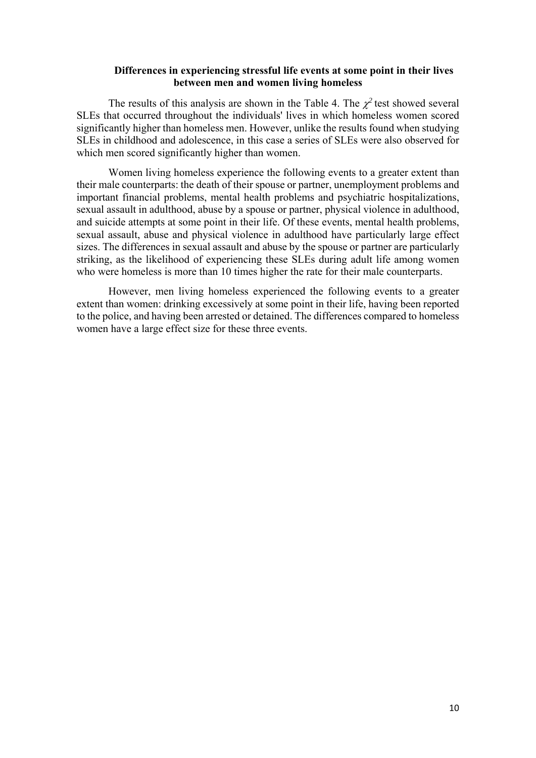### Differences in experiencing stressful life events at some point in their lives between men and women living homeless

The results of this analysis are shown in the Table 4. The $\chi^2$ test showed several SLEs that occurred throughout the individuals' lives in which homeless women scored significantly higher than homeless men. However, unlike the results found when studying SLEs in childhood and adolescence, in this case a series of SLEs were also observed for which men scored significantly higher than women.

Women living homeless experience the following events to a greater extent than their male counterparts: the death of their spouse or partner, unemployment problems and important financial problems, mental health problems and psychiatric hospitalizations, sexual assault in adulthood, abuse by a spouse or partner, physical violence in adulthood, and suicide attempts at some point in their life. Of these events, mental health problems, sexual assault, abuse and physical violence in adulthood have particularly large effect sizes. The differences in sexual assault and abuse by the spouse or partner are particularly striking, as the likelihood of experiencing these SLEs during adult life among women who were homeless is more than 10 times higher the rate for their male counterparts.

However, men living homeless experienced the following events to a greater extent than women: drinking excessively at some point in their life, having been reported to the police, and having been arrested or detained. The differences compared to homeless women have a large effect size for these three events.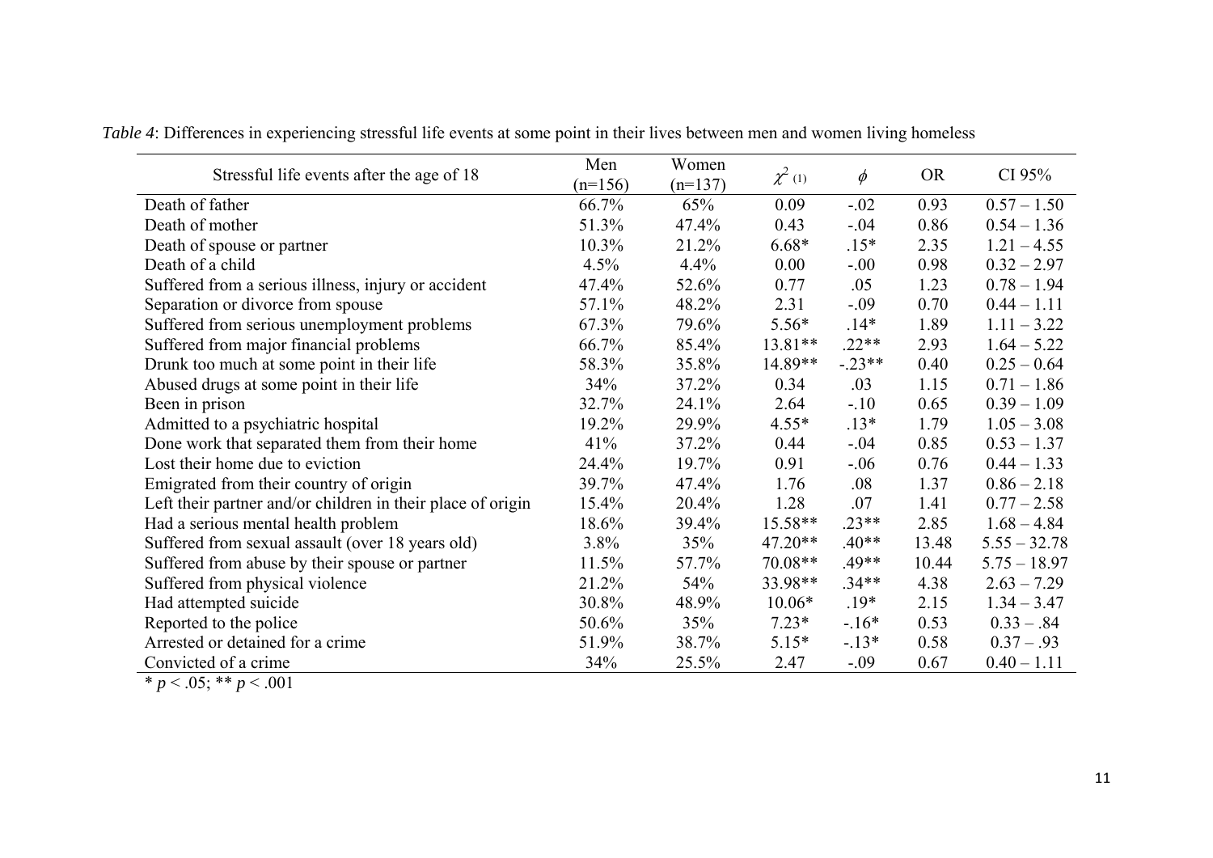*Table 4*: Differences in experiencing stressful life events at some point in their lives between men and women living homeless

| Stressful life events after the age of 18 | Men (n=156) | Women (n=137) | $\chi^2_{(1)}$ | $\phi$ | OR | CI 95% |
|---|---|---|---|---|---|---|
| Death of father | 66.7% | 65% | 0.09 | -.02 | 0.93 | 0.57 – 1.50 |
| Death of mother | 51.3% | 47.4% | 0.43 | -.04 | 0.86 | 0.54 – 1.36 |
| Death of spouse or partner | 10.3% | 21.2% | 6.68* | .15* | 2.35 | 1.21 – 4.55 |
| Death of a child | 4.5% | 4.4% | 0.00 | -.00 | 0.98 | 0.32 – 2.97 |
| Suffered from a serious illness, injury or accident | 47.4% | 52.6% | 0.77 | .05 | 1.23 | 0.78 – 1.94 |
| Separation or divorce from spouse | 57.1% | 48.2% | 2.31 | -.09 | 0.70 | 0.44 – 1.11 |
| Suffered from serious unemployment problems | 67.3% | 79.6% | 5.56* | .14* | 1.89 | 1.11 – 3.22 |
| Suffered from major financial problems | 66.7% | 85.4% | 13.81** | .22** | 2.93 | 1.64 – 5.22 |
| Drunk too much at some point in their life | 58.3% | 35.8% | 14.89** | -.23** | 0.40 | 0.25 – 0.64 |
| Abused drugs at some point in their life | 34% | 37.2% | 0.34 | .03 | 1.15 | 0.71 – 1.86 |
| Been in prison | 32.7% | 24.1% | 2.64 | -.10 | 0.65 | 0.39 – 1.09 |
| Admitted to a psychiatric hospital | 19.2% | 29.9% | 4.55* | .13* | 1.79 | 1.05 – 3.08 |
| Done work that separated them from their home | 41% | 37.2% | 0.44 | -.04 | 0.85 | 0.53 – 1.37 |
| Lost their home due to eviction | 24.4% | 19.7% | 0.91 | -.06 | 0.76 | 0.44 – 1.33 |
| Emigrated from their country of origin | 39.7% | 47.4% | 1.76 | .08 | 1.37 | 0.86 – 2.18 |
| Left their partner and/or children in their place of origin | 15.4% | 20.4% | 1.28 | .07 | 1.41 | 0.77 – 2.58 |
| Had a serious mental health problem | 18.6% | 39.4% | 15.58** | .23** | 2.85 | 1.68 – 4.84 |
| Suffered from sexual assault (over 18 years old) | 3.8% | 35% | 47.20** | .40** | 13.48 | 5.55 – 32.78 |
| Suffered from abuse by their spouse or partner | 11.5% | 57.7% | 70.08** | .49** | 10.44 | 5.75 – 18.97 |
| Suffered from physical violence | 21.2% | 54% | 33.98** | .34** | 4.38 | 2.63 – 7.29 |
| Had attempted suicide | 30.8% | 48.9% | 10.06* | .19* | 2.15 | 1.34 – 3.47 |
| Reported to the police | 50.6% | 35% | 7.23* | -.16* | 0.53 | 0.33 – .84 |
| Arrested or detained for a crime | 51.9% | 38.7% | 5.15* | -.13* | 0.58 | 0.37 – .93 |
| Convicted of a crime | 34% | 25.5% | 2.47 | -.09 | 0.67 | 0.40 – 1.11 |

* $p < .05$; ** $p < .001$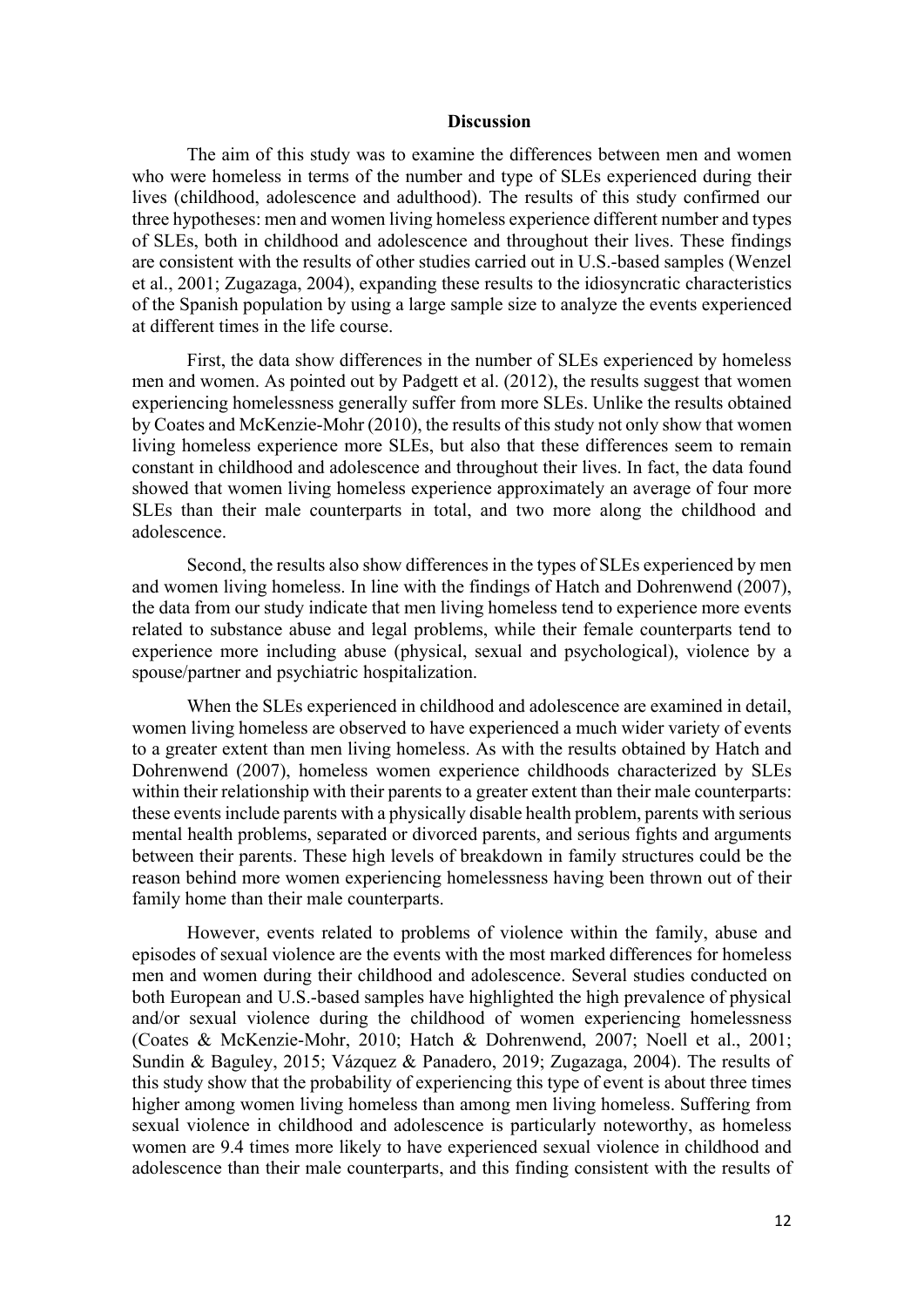## Discussion

The aim of this study was to examine the differences between men and women who were homeless in terms of the number and type of SLEs experienced during their lives (childhood, adolescence and adulthood). The results of this study confirmed our three hypotheses: men and women living homeless experience different number and types of SLEs, both in childhood and adolescence and throughout their lives. These findings are consistent with the results of other studies carried out in U.S.-based samples (Wenzel et al., 2001; Zugazaga, 2004), expanding these results to the idiosyncratic characteristics of the Spanish population by using a large sample size to analyze the events experienced at different times in the life course.

First, the data show differences in the number of SLEs experienced by homeless men and women. As pointed out by Padgett et al. (2012), the results suggest that women experiencing homelessness generally suffer from more SLEs. Unlike the results obtained by Coates and McKenzie-Mohr (2010), the results of this study not only show that women living homeless experience more SLEs, but also that these differences seem to remain constant in childhood and adolescence and throughout their lives. In fact, the data found showed that women living homeless experience approximately an average of four more SLEs than their male counterparts in total, and two more along the childhood and adolescence.

Second, the results also show differences in the types of SLEs experienced by men and women living homeless. In line with the findings of Hatch and Dohrenwend (2007), the data from our study indicate that men living homeless tend to experience more events related to substance abuse and legal problems, while their female counterparts tend to experience more including abuse (physical, sexual and psychological), violence by a spouse/partner and psychiatric hospitalization.

When the SLEs experienced in childhood and adolescence are examined in detail, women living homeless are observed to have experienced a much wider variety of events to a greater extent than men living homeless. As with the results obtained by Hatch and Dohrenwend (2007), homeless women experience childhoods characterized by SLEs within their relationship with their parents to a greater extent than their male counterparts: these events include parents with a physically disable health problem, parents with serious mental health problems, separated or divorced parents, and serious fights and arguments between their parents. These high levels of breakdown in family structures could be the reason behind more women experiencing homelessness having been thrown out of their family home than their male counterparts.

However, events related to problems of violence within the family, abuse and episodes of sexual violence are the events with the most marked differences for homeless men and women during their childhood and adolescence. Several studies conducted on both European and U.S.-based samples have highlighted the high prevalence of physical and/or sexual violence during the childhood of women experiencing homelessness (Coates & McKenzie-Mohr, 2010; Hatch & Dohrenwend, 2007; Noell et al., 2001; Sundin & Baguley, 2015; Vázquez & Panadero, 2019; Zugazaga, 2004). The results of this study show that the probability of experiencing this type of event is about three times higher among women living homeless than among men living homeless. Suffering from sexual violence in childhood and adolescence is particularly noteworthy, as homeless women are 9.4 times more likely to have experienced sexual violence in childhood and adolescence than their male counterparts, and this finding consistent with the results of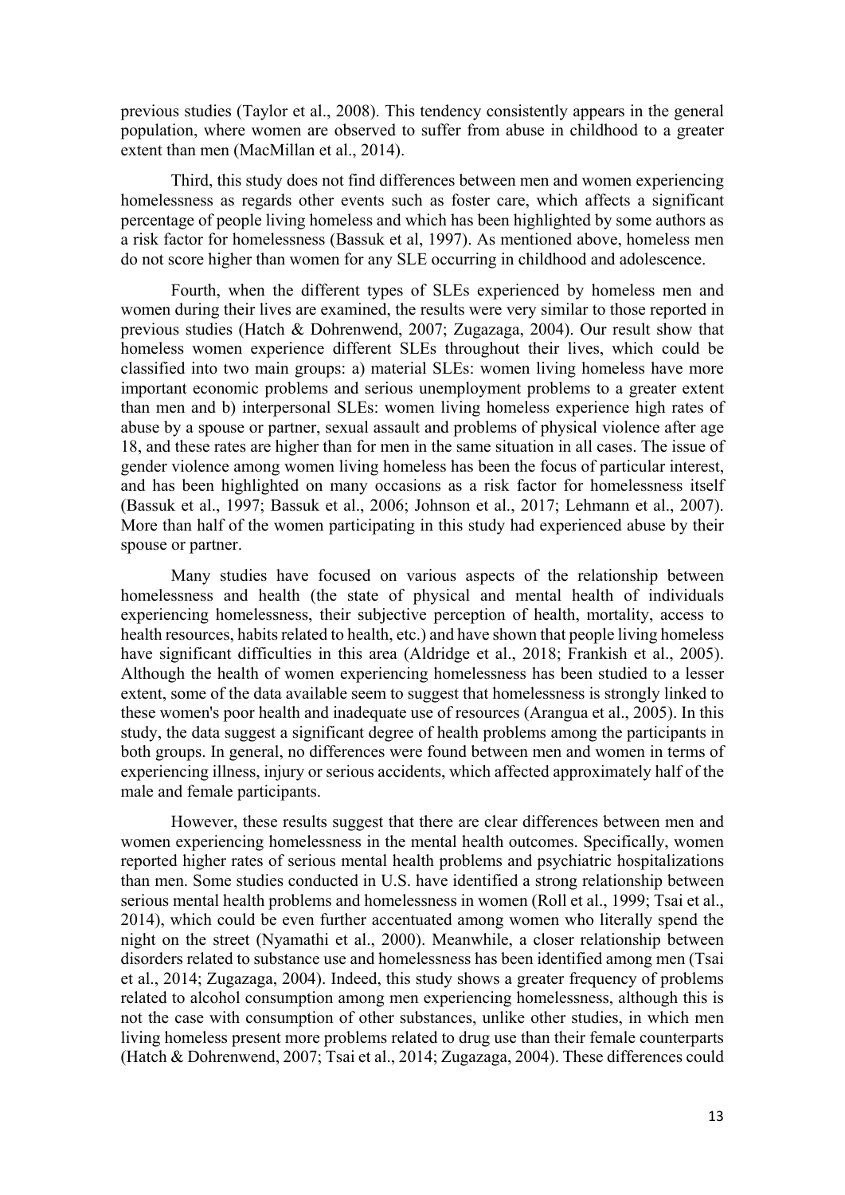previous studies (Taylor et al., 2008). This tendency consistently appears in the general population, where women are observed to suffer from abuse in childhood to a greater extent than men (MacMillan et al., 2014).

Third, this study does not find differences between men and women experiencing homelessness as regards other events such as foster care, which affects a significant percentage of people living homeless and which has been highlighted by some authors as a risk factor for homelessness (Bassuk et al, 1997). As mentioned above, homeless men do not score higher than women for any SLE occurring in childhood and adolescence.

Fourth, when the different types of SLEs experienced by homeless men and women during their lives are examined, the results were very similar to those reported in previous studies (Hatch & Dohrenwend, 2007; Zugazaga, 2004). Our result show that homeless women experience different SLEs throughout their lives, which could be classified into two main groups: a) material SLEs: women living homeless have more important economic problems and serious unemployment problems to a greater extent than men and b) interpersonal SLEs: women living homeless experience high rates of abuse by a spouse or partner, sexual assault and problems of physical violence after age 18, and these rates are higher than for men in the same situation in all cases. The issue of gender violence among women living homeless has been the focus of particular interest, and has been highlighted on many occasions as a risk factor for homelessness itself (Bassuk et al., 1997; Bassuk et al., 2006; Johnson et al., 2017; Lehmann et al., 2007). More than half of the women participating in this study had experienced abuse by their spouse or partner.

Many studies have focused on various aspects of the relationship between homelessness and health (the state of physical and mental health of individuals experiencing homelessness, their subjective perception of health, mortality, access to health resources, habits related to health, etc.) and have shown that people living homeless have significant difficulties in this area (Aldridge et al., 2018; Frankish et al., 2005). Although the health of women experiencing homelessness has been studied to a lesser extent, some of the data available seem to suggest that homelessness is strongly linked to these women's poor health and inadequate use of resources (Arangua et al., 2005). In this study, the data suggest a significant degree of health problems among the participants in both groups. In general, no differences were found between men and women in terms of experiencing illness, injury or serious accidents, which affected approximately half of the male and female participants.

However, these results suggest that there are clear differences between men and women experiencing homelessness in the mental health outcomes. Specifically, women reported higher rates of serious mental health problems and psychiatric hospitalizations than men. Some studies conducted in U.S. have identified a strong relationship between serious mental health problems and homelessness in women (Roll et al., 1999; Tsai et al., 2014), which could be even further accentuated among women who literally spend the night on the street (Nyamathi et al., 2000). Meanwhile, a closer relationship between disorders related to substance use and homelessness has been identified among men (Tsai et al., 2014; Zugazaga, 2004). Indeed, this study shows a greater frequency of problems related to alcohol consumption among men experiencing homelessness, although this is not the case with consumption of other substances, unlike other studies, in which men living homeless present more problems related to drug use than their female counterparts (Hatch & Dohrenwend, 2007; Tsai et al., 2014; Zugazaga, 2004). These differences could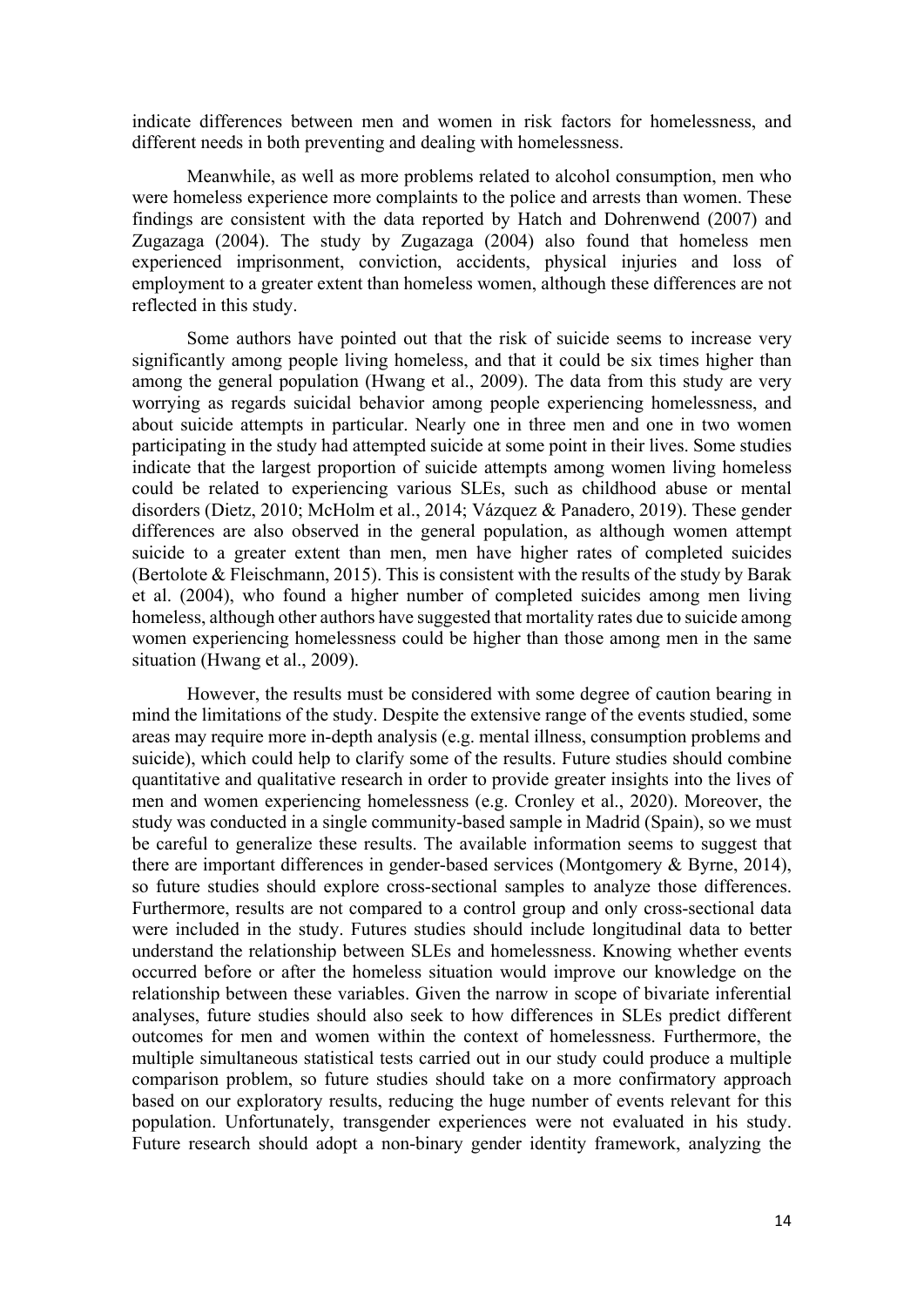indicate differences between men and women in risk factors for homelessness, and different needs in both preventing and dealing with homelessness.

Meanwhile, as well as more problems related to alcohol consumption, men who were homeless experience more complaints to the police and arrests than women. These findings are consistent with the data reported by Hatch and Dohrenwend (2007) and Zugazaga (2004). The study by Zugazaga (2004) also found that homeless men experienced imprisonment, conviction, accidents, physical injuries and loss of employment to a greater extent than homeless women, although these differences are not reflected in this study.

Some authors have pointed out that the risk of suicide seems to increase very significantly among people living homeless, and that it could be six times higher than among the general population (Hwang et al., 2009). The data from this study are very worrying as regards suicidal behavior among people experiencing homelessness, and about suicide attempts in particular. Nearly one in three men and one in two women participating in the study had attempted suicide at some point in their lives. Some studies indicate that the largest proportion of suicide attempts among women living homeless could be related to experiencing various SLEs, such as childhood abuse or mental disorders (Dietz, 2010; McHolm et al., 2014; Vázquez & Panadero, 2019). These gender differences are also observed in the general population, as although women attempt suicide to a greater extent than men, men have higher rates of completed suicides (Bertolote & Fleischmann, 2015). This is consistent with the results of the study by Barak et al. (2004), who found a higher number of completed suicides among men living homeless, although other authors have suggested that mortality rates due to suicide among women experiencing homelessness could be higher than those among men in the same situation (Hwang et al., 2009).

However, the results must be considered with some degree of caution bearing in mind the limitations of the study. Despite the extensive range of the events studied, some areas may require more in-depth analysis (e.g. mental illness, consumption problems and suicide), which could help to clarify some of the results. Future studies should combine quantitative and qualitative research in order to provide greater insights into the lives of men and women experiencing homelessness (e.g. Cronley et al., 2020). Moreover, the study was conducted in a single community-based sample in Madrid (Spain), so we must be careful to generalize these results. The available information seems to suggest that there are important differences in gender-based services (Montgomery & Byrne, 2014), so future studies should explore cross-sectional samples to analyze those differences. Furthermore, results are not compared to a control group and only cross-sectional data were included in the study. Futures studies should include longitudinal data to better understand the relationship between SLEs and homelessness. Knowing whether events occurred before or after the homeless situation would improve our knowledge on the relationship between these variables. Given the narrow in scope of bivariate inferential analyses, future studies should also seek to how differences in SLEs predict different outcomes for men and women within the context of homelessness. Furthermore, the multiple simultaneous statistical tests carried out in our study could produce a multiple comparison problem, so future studies should take on a more confirmatory approach based on our exploratory results, reducing the huge number of events relevant for this population. Unfortunately, transgender experiences were not evaluated in his study. Future research should adopt a non-binary gender identity framework, analyzing the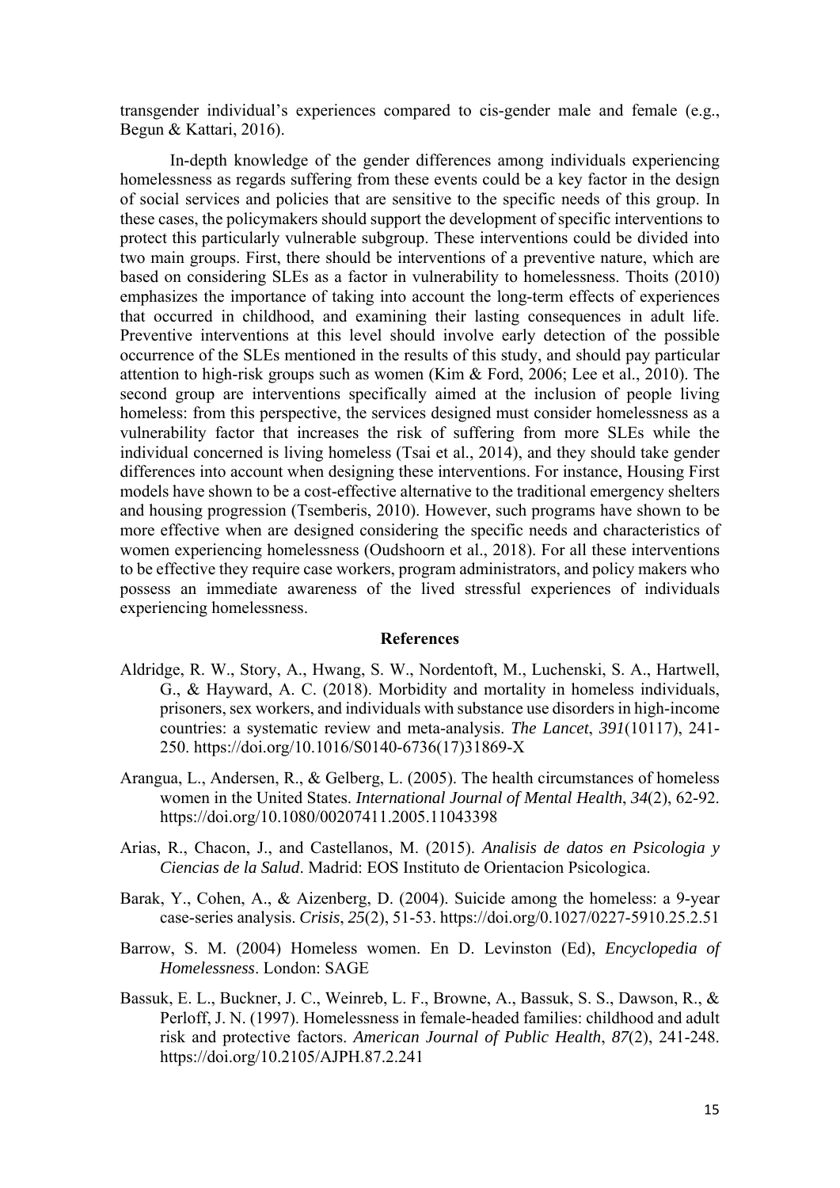transgender individual's experiences compared to cis-gender male and female (e.g., Begun & Kattari, 2016).

In-depth knowledge of the gender differences among individuals experiencing homelessness as regards suffering from these events could be a key factor in the design of social services and policies that are sensitive to the specific needs of this group. In these cases, the policymakers should support the development of specific interventions to protect this particularly vulnerable subgroup. These interventions could be divided into two main groups. First, there should be interventions of a preventive nature, which are based on considering SLEs as a factor in vulnerability to homelessness. Thoits (2010) emphasizes the importance of taking into account the long-term effects of experiences that occurred in childhood, and examining their lasting consequences in adult life. Preventive interventions at this level should involve early detection of the possible occurrence of the SLEs mentioned in the results of this study, and should pay particular attention to high-risk groups such as women (Kim & Ford, 2006; Lee et al., 2010). The second group are interventions specifically aimed at the inclusion of people living homeless: from this perspective, the services designed must consider homelessness as a vulnerability factor that increases the risk of suffering from more SLEs while the individual concerned is living homeless (Tsai et al., 2014), and they should take gender differences into account when designing these interventions. For instance, Housing First models have shown to be a cost-effective alternative to the traditional emergency shelters and housing progression (Tsemberis, 2010). However, such programs have shown to be more effective when are designed considering the specific needs and characteristics of women experiencing homelessness (Oudshoorn et al., 2018). For all these interventions to be effective they require case workers, program administrators, and policy makers who possess an immediate awareness of the lived stressful experiences of individuals experiencing homelessness.

## References

Aldridge, R. W., Story, A., Hwang, S. W., Nordentoft, M., Luchenski, S. A., Hartwell, G., & Hayward, A. C. (2018). Morbidity and mortality in homeless individuals, prisoners, sex workers, and individuals with substance use disorders in high-income countries: a systematic review and meta-analysis. *The Lancet*, *391*(10117), 241-250. https://doi.org/10.1016/S0140-6736(17)31869-X

Arangua, L., Andersen, R., & Gelberg, L. (2005). The health circumstances of homeless women in the United States. *International Journal of Mental Health*, *34*(2), 62-92. https://doi.org/10.1080/00207411.2005.11043398

Arias, R., Chacon, J., and Castellanos, M. (2015). *Analisis de datos en Psicologia y Ciencias de la Salud*. Madrid: EOS Instituto de Orientacion Psicologica.

Barak, Y., Cohen, A., & Aizenberg, D. (2004). Suicide among the homeless: a 9-year case-series analysis. *Crisis*, *25*(2), 51-53. https://doi.org/0.1027/0227-5910.25.2.51

Barrow, S. M. (2004) Homeless women. En D. Levinston (Ed), *Encyclopedia of Homelessness*. London: SAGE

Bassuk, E. L., Buckner, J. C., Weinreb, L. F., Browne, A., Bassuk, S. S., Dawson, R., & Perloff, J. N. (1997). Homelessness in female-headed families: childhood and adult risk and protective factors. *American Journal of Public Health*, *87*(2), 241-248. https://doi.org/10.2105/AJPH.87.2.241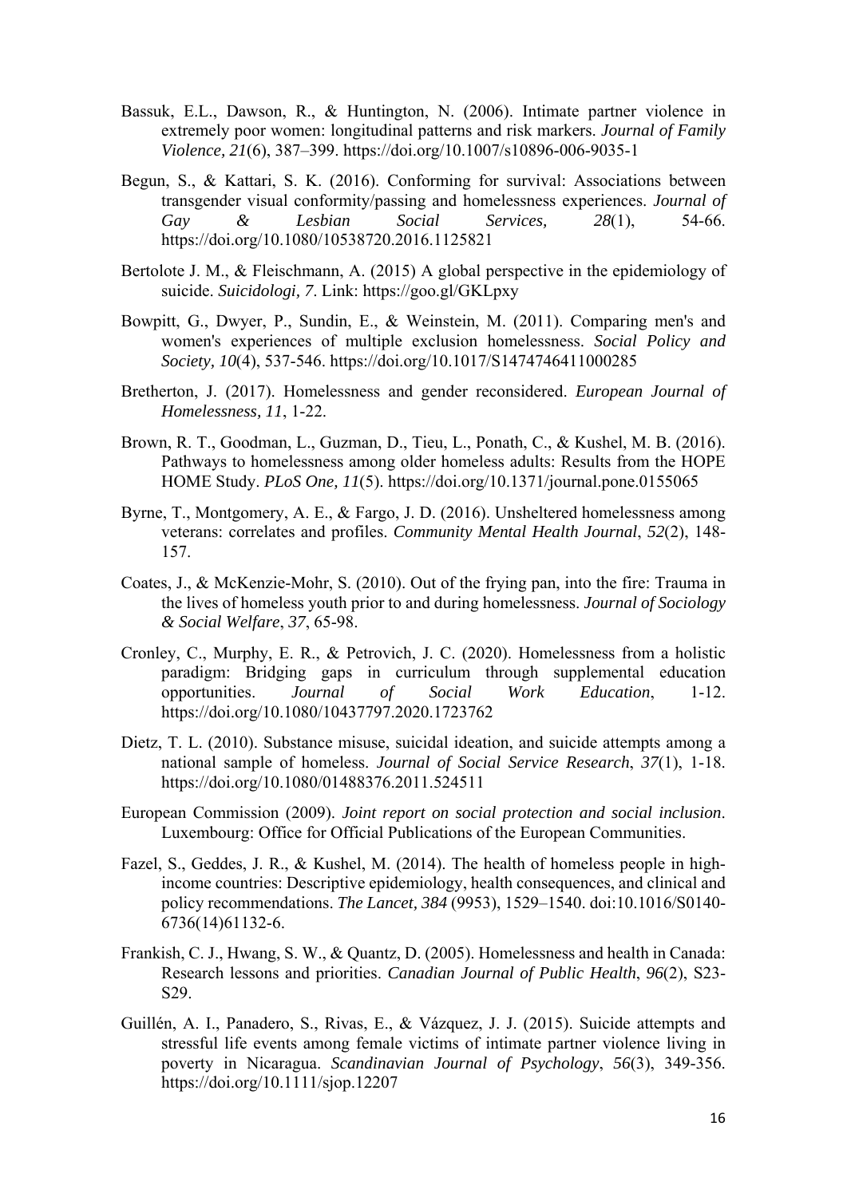Bassuk, E.L., Dawson, R., & Huntington, N. (2006). Intimate partner violence in extremely poor women: longitudinal patterns and risk markers. *Journal of Family Violence, 21*(6), 387–399. https://doi.org/10.1007/s10896-006-9035-1

Begun, S., & Kattari, S. K. (2016). Conforming for survival: Associations between transgender visual conformity/passing and homelessness experiences. *Journal of Gay & Lesbian Social Services, 28*(1), 54-66. https://doi.org/10.1080/10538720.2016.1125821

Bertolote J. M., & Fleischmann, A. (2015) A global perspective in the epidemiology of suicide. *Suicidologi, 7*. Link: https://goo.gl/GKLpxy

Bowpitt, G., Dwyer, P., Sundin, E., & Weinstein, M. (2011). Comparing men's and women's experiences of multiple exclusion homelessness. *Social Policy and Society, 10*(4), 537-546. https://doi.org/10.1017/S1474746411000285

Bretherton, J. (2017). Homelessness and gender reconsidered. *European Journal of Homelessness, 11*, 1-22.

Brown, R. T., Goodman, L., Guzman, D., Tieu, L., Ponath, C., & Kushel, M. B. (2016). Pathways to homelessness among older homeless adults: Results from the HOPE HOME Study. *PLoS One, 11*(5). https://doi.org/10.1371/journal.pone.0155065

Byrne, T., Montgomery, A. E., & Fargo, J. D. (2016). Unsheltered homelessness among veterans: correlates and profiles. *Community Mental Health Journal*, *52*(2), 148-157.

Coates, J., & McKenzie-Mohr, S. (2010). Out of the frying pan, into the fire: Trauma in the lives of homeless youth prior to and during homelessness. *Journal of Sociology & Social Welfare*, *37*, 65-98.

Cronley, C., Murphy, E. R., & Petrovich, J. C. (2020). Homelessness from a holistic paradigm: Bridging gaps in curriculum through supplemental education opportunities. *Journal of Social Work Education*, 1-12. https://doi.org/10.1080/10437797.2020.1723762

Dietz, T. L. (2010). Substance misuse, suicidal ideation, and suicide attempts among a national sample of homeless. *Journal of Social Service Research*, *37*(1), 1-18. https://doi.org/10.1080/01488376.2011.524511

European Commission (2009). *Joint report on social protection and social inclusion*. Luxembourg: Office for Official Publications of the European Communities.

Fazel, S., Geddes, J. R., & Kushel, M. (2014). The health of homeless people in high-income countries: Descriptive epidemiology, health consequences, and clinical and policy recommendations. *The Lancet, 384* (9953), 1529–1540. doi:10.1016/S0140-6736(14)61132-6.

Frankish, C. J., Hwang, S. W., & Quantz, D. (2005). Homelessness and health in Canada: Research lessons and priorities. *Canadian Journal of Public Health*, *96*(2), S23-S29.

Guillén, A. I., Panadero, S., Rivas, E., & Vázquez, J. J. (2015). Suicide attempts and stressful life events among female victims of intimate partner violence living in poverty in Nicaragua. *Scandinavian Journal of Psychology*, *56*(3), 349-356. https://doi.org/10.1111/sjop.12207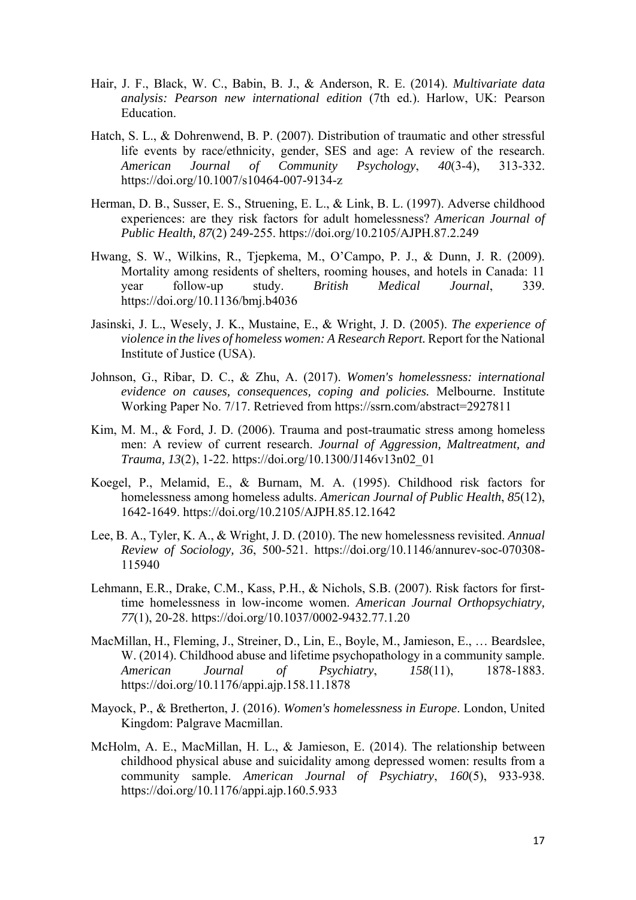Hair, J. F., Black, W. C., Babin, B. J., & Anderson, R. E. (2014). *Multivariate data analysis: Pearson new international edition* (7th ed.). Harlow, UK: Pearson Education.

Hatch, S. L., & Dohrenwend, B. P. (2007). Distribution of traumatic and other stressful life events by race/ethnicity, gender, SES and age: A review of the research. *American Journal of Community Psychology*, *40*(3-4), 313-332. https://doi.org/10.1007/s10464-007-9134-z

Herman, D. B., Susser, E. S., Struening, E. L., & Link, B. L. (1997). Adverse childhood experiences: are they risk factors for adult homelessness? *American Journal of Public Health, 87*(2) 249-255. https://doi.org/10.2105/AJPH.87.2.249

Hwang, S. W., Wilkins, R., Tjepkema, M., O'Campo, P. J., & Dunn, J. R. (2009). Mortality among residents of shelters, rooming houses, and hotels in Canada: 11 year follow-up study. *British Medical Journal*, 339. https://doi.org/10.1136/bmj.b4036

Jasinski, J. L., Wesely, J. K., Mustaine, E., & Wright, J. D. (2005). *The experience of violence in the lives of homeless women: A Research Report.* Report for the National Institute of Justice (USA).

Johnson, G., Ribar, D. C., & Zhu, A. (2017). *Women's homelessness: international evidence on causes, consequences, coping and policies.* Melbourne. Institute Working Paper No. 7/17. Retrieved from https://ssrn.com/abstract=2927811

Kim, M. M., & Ford, J. D. (2006). Trauma and post-traumatic stress among homeless men: A review of current research. *Journal of Aggression, Maltreatment, and Trauma, 13*(2), 1-22. https://doi.org/10.1300/J146v13n02_01

Koegel, P., Melamid, E., & Burnam, M. A. (1995). Childhood risk factors for homelessness among homeless adults. *American Journal of Public Health*, *85*(12), 1642-1649. https://doi.org/10.2105/AJPH.85.12.1642

Lee, B. A., Tyler, K. A., & Wright, J. D. (2010). The new homelessness revisited. *Annual Review of Sociology, 36*, 500-521. https://doi.org/10.1146/annurev-soc-070308-115940

Lehmann, E.R., Drake, C.M., Kass, P.H., & Nichols, S.B. (2007). Risk factors for first-time homelessness in low-income women. *American Journal Orthopsychiatry, 77*(1), 20-28. https://doi.org/10.1037/0002-9432.77.1.20

MacMillan, H., Fleming, J., Streiner, D., Lin, E., Boyle, M., Jamieson, E., … Beardslee, W. (2014). Childhood abuse and lifetime psychopathology in a community sample. *American Journal of Psychiatry*, *158*(11), 1878-1883. https://doi.org/10.1176/appi.ajp.158.11.1878

Mayock, P., & Bretherton, J. (2016). *Women's homelessness in Europe*. London, United Kingdom: Palgrave Macmillan.

McHolm, A. E., MacMillan, H. L., & Jamieson, E. (2014). The relationship between childhood physical abuse and suicidality among depressed women: results from a community sample. *American Journal of Psychiatry*, *160*(5), 933-938. https://doi.org/10.1176/appi.ajp.160.5.933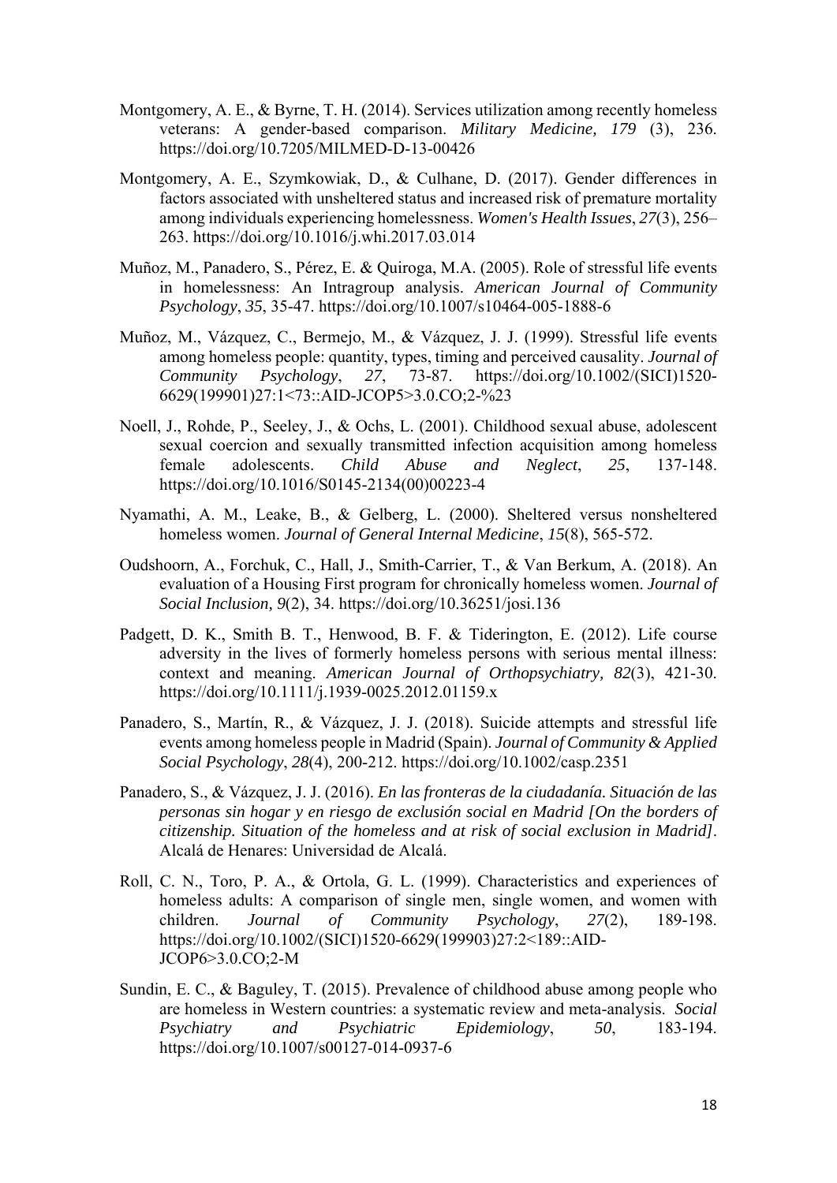Montgomery, A. E., & Byrne, T. H. (2014). Services utilization among recently homeless veterans: A gender-based comparison. *Military Medicine, 179* (3), 236. https://doi.org/10.7205/MILMED-D-13-00426

Montgomery, A. E., Szymkowiak, D., & Culhane, D. (2017). Gender differences in factors associated with unsheltered status and increased risk of premature mortality among individuals experiencing homelessness. *Women's Health Issues*, *27*(3), 256–263. https://doi.org/10.1016/j.whi.2017.03.014

Muñoz, M., Panadero, S., Pérez, E. & Quiroga, M.A. (2005). Role of stressful life events in homelessness: An Intragroup analysis. *American Journal of Community Psychology*, *35*, 35-47. https://doi.org/10.1007/s10464-005-1888-6

Muñoz, M., Vázquez, C., Bermejo, M., & Vázquez, J. J. (1999). Stressful life events among homeless people: quantity, types, timing and perceived causality. *Journal of Community Psychology*, *27*, 73-87. https://doi.org/10.1002/(SICI)1520-6629(199901)27:1<73::AID-JCOP5>3.0.CO;2-%23

Noell, J., Rohde, P., Seeley, J., & Ochs, L. (2001). Childhood sexual abuse, adolescent sexual coercion and sexually transmitted infection acquisition among homeless female adolescents. *Child Abuse and Neglect*, *25*, 137-148. https://doi.org/10.1016/S0145-2134(00)00223-4

Nyamathi, A. M., Leake, B., & Gelberg, L. (2000). Sheltered versus nonsheltered homeless women. *Journal of General Internal Medicine*, *15*(8), 565-572.

Oudshoorn, A., Forchuk, C., Hall, J., Smith-Carrier, T., & Van Berkum, A. (2018). An evaluation of a Housing First program for chronically homeless women. *Journal of Social Inclusion, 9*(2), 34. https://doi.org/10.36251/josi.136

Padgett, D. K., Smith B. T., Henwood, B. F. & Tiderington, E. (2012). Life course adversity in the lives of formerly homeless persons with serious mental illness: context and meaning. *American Journal of Orthopsychiatry, 82*(3), 421-30. https://doi.org/10.1111/j.1939-0025.2012.01159.x

Panadero, S., Martín, R., & Vázquez, J. J. (2018). Suicide attempts and stressful life events among homeless people in Madrid (Spain). *Journal of Community & Applied Social Psychology*, *28*(4), 200-212. https://doi.org/10.1002/casp.2351

Panadero, S., & Vázquez, J. J. (2016). *En las fronteras de la ciudadanía. Situación de las personas sin hogar y en riesgo de exclusión social en Madrid [On the borders of citizenship. Situation of the homeless and at risk of social exclusion in Madrid]*. Alcalá de Henares: Universidad de Alcalá.

Roll, C. N., Toro, P. A., & Ortola, G. L. (1999). Characteristics and experiences of homeless adults: A comparison of single men, single women, and women with children. *Journal of Community Psychology*, *27*(2), 189-198. https://doi.org/10.1002/(SICI)1520-6629(199903)27:2<189::AID-JCOP6>3.0.CO;2-M

Sundin, E. C., & Baguley, T. (2015). Prevalence of childhood abuse among people who are homeless in Western countries: a systematic review and meta-analysis. *Social Psychiatry and Psychiatric Epidemiology*, *50*, 183-194. https://doi.org/10.1007/s00127-014-0937-6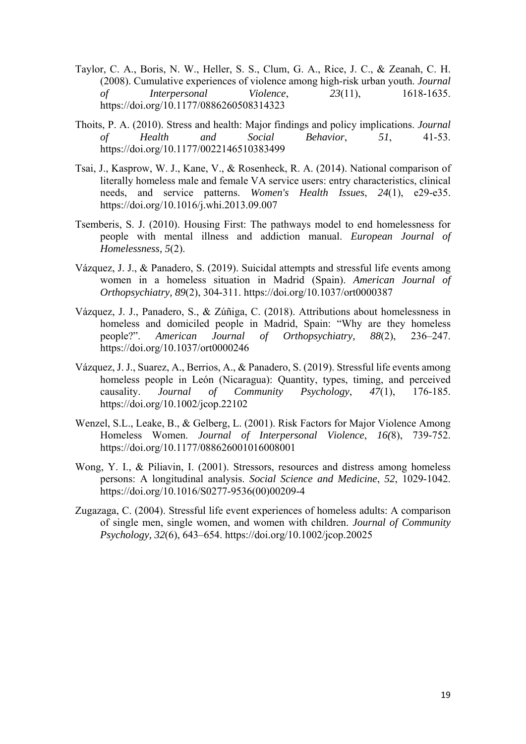Taylor, C. A., Boris, N. W., Heller, S. S., Clum, G. A., Rice, J. C., & Zeanah, C. H. (2008). Cumulative experiences of violence among high-risk urban youth. *Journal of Interpersonal Violence*, *23*(11), 1618-1635. https://doi.org/10.1177/0886260508314323

Thoits, P. A. (2010). Stress and health: Major findings and policy implications. *Journal of Health and Social Behavior*, *51*, 41-53. https://doi.org/10.1177/0022146510383499

Tsai, J., Kasprow, W. J., Kane, V., & Rosenheck, R. A. (2014). National comparison of literally homeless male and female VA service users: entry characteristics, clinical needs, and service patterns. *Women's Health Issues*, *24*(1), e29-e35. https://doi.org/10.1016/j.whi.2013.09.007

Tsemberis, S. J. (2010). Housing First: The pathways model to end homelessness for people with mental illness and addiction manual. *European Journal of Homelessness, 5*(2).

Vázquez, J. J., & Panadero, S. (2019). Suicidal attempts and stressful life events among women in a homeless situation in Madrid (Spain). *American Journal of Orthopsychiatry, 89*(2), 304-311. https://doi.org/10.1037/ort0000387

Vázquez, J. J., Panadero, S., & Zúñiga, C. (2018). Attributions about homelessness in homeless and domiciled people in Madrid, Spain: "Why are they homeless people?". *American Journal of Orthopsychiatry, 88*(2), 236–247. https://doi.org/10.1037/ort0000246

Vázquez, J. J., Suarez, A., Berrios, A., & Panadero, S. (2019). Stressful life events among homeless people in León (Nicaragua): Quantity, types, timing, and perceived causality. *Journal of Community Psychology*, *47*(1), 176-185. https://doi.org/10.1002/jcop.22102

Wenzel, S.L., Leake, B., & Gelberg, L. (2001). Risk Factors for Major Violence Among Homeless Women. *Journal of Interpersonal Violence*, *16(*8), 739-752. https://doi.org/10.1177/088626001016008001

Wong, Y. I., & Piliavin, I. (2001). Stressors, resources and distress among homeless persons: A longitudinal analysis. *Social Science and Medicine*, *52*, 1029-1042. https://doi.org/10.1016/S0277-9536(00)00209-4

Zugazaga, C. (2004). Stressful life event experiences of homeless adults: A comparison of single men, single women, and women with children. *Journal of Community Psychology, 32*(6), 643–654. https://doi.org/10.1002/jcop.20025